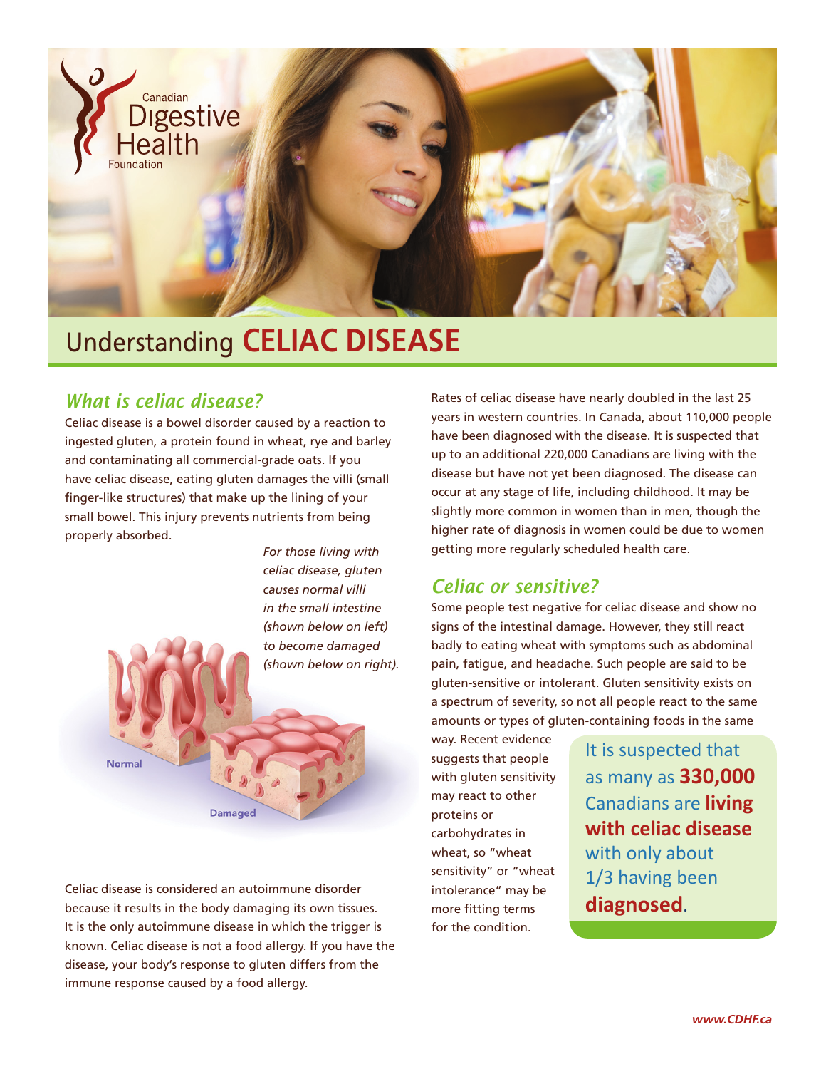# Understanding CELIAC DISEASE

## What is celiac disease?

Celiac disease is a bowel disorder caused by a reaction to ingested gluten, a protein found in wheat, rye and barley and contaminating all commercial-grade oats. If you have celiac disease, eating gluten damages the villi (small finger-like structures) that make up the lining of your small bowel. This injury prevents nutrients from being properly absorbed.

*For those living with celiac disease, gluten causes normal villi in the small intestine (shown below on left) to become damaged (shown below on right).*

Normal

Damaged

Celiac disease is considered an autoimmune disorder because it results in the body damaging its own tissues. It is the only autoimmune disease in which the trigger is known. Celiac disease is not a food allergy. If you have the disease, your body's response to gluten differs from the immune response caused by a food allergy.

Rates of celiac disease have nearly doubled in the last 25 years in western countries. In Canada, about 110,000 people have been diagnosed with the disease. It is suspected that up to an additional 220,000 Canadians are living with the disease but have not yet been diagnosed. The disease can occur at any stage of life, including childhood. It may be slightly more common in women than in men, though the higher rate of diagnosis in women could be due to women getting more regularly scheduled health care.

## Celiac or sensitive?

Some people test negative for celiac disease and show no signs of the intestinal damage. However, they still react badly to eating wheat with symptoms such as abdominal pain, fatigue, and headache. Such people are said to be gluten-sensitive or intolerant. Gluten sensitivity exists on a spectrum of severity, so not all people react to the same amounts or types of gluten-containing foods in the same way. Recent evidence suggests that people with gluten sensitivity may react to other proteins or carbohydrates in wheat, so "wheat sensitivity" or "wheat intolerance" may be more fitting terms for the condition.

It is suspected that as many as **330,000** Canadians are **living with celiac disease** with only about 1/3 having been **diagnosed**.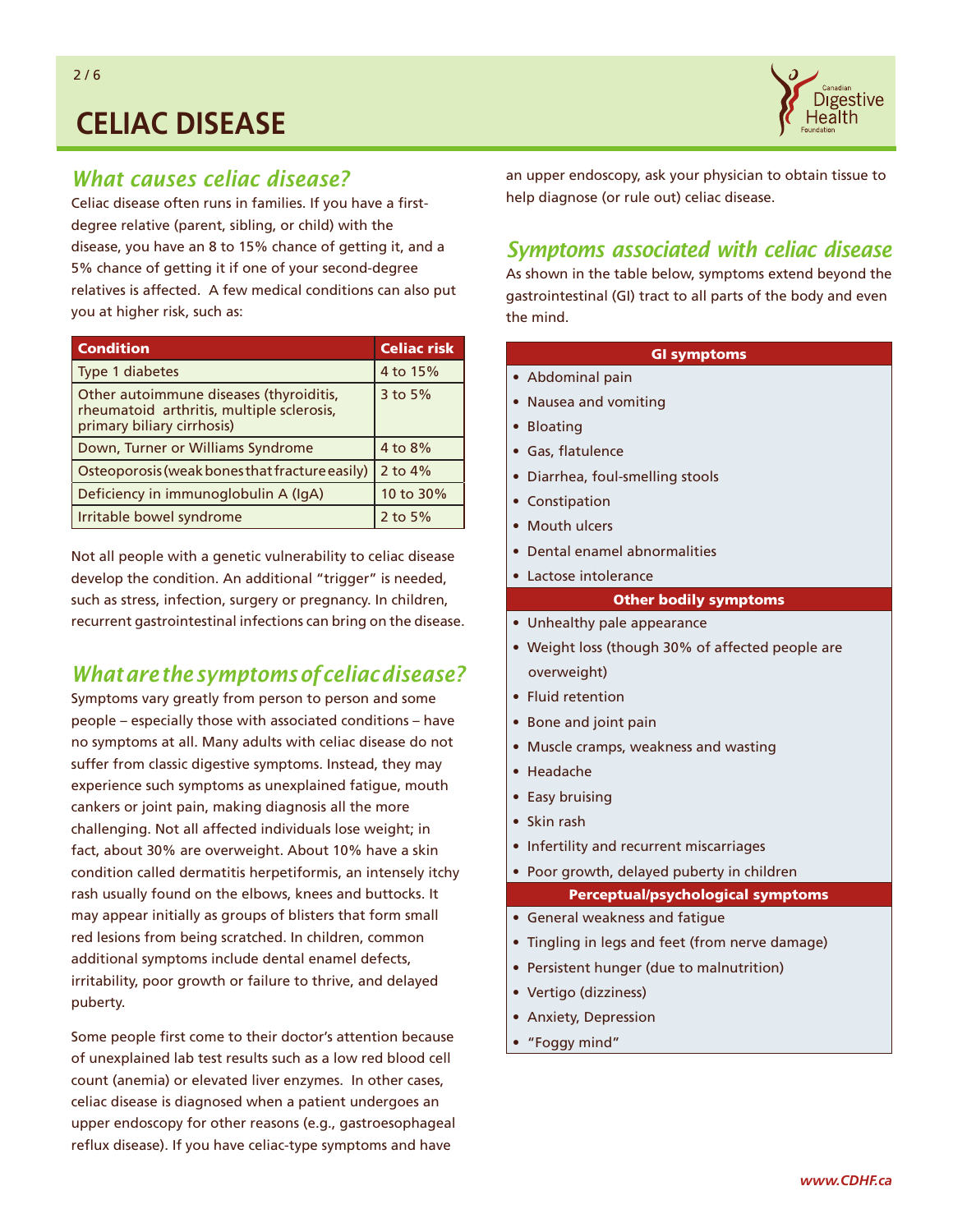# CELIAC DISEASE

## What causes celiac disease?

Celiac disease often runs in families. If you have a first-degree relative (parent, sibling, or child) with the disease, you have an 8 to 15% chance of getting it, and a 5% chance of getting it if one of your second-degree relatives is affected. A few medical conditions can also put you at higher risk, such as:

| Condition | Celiac risk |
|---|---|
| Type 1 diabetes | 4 to 15% |
| Other autoimmune diseases (thyroiditis, rheumatoid arthritis, multiple sclerosis, primary biliary cirrhosis) | 3 to 5% |
| Down, Turner or Williams Syndrome | 4 to 8% |
| Osteoporosis (weak bones that fracture easily) | 2 to 4% |
| Deficiency in immunoglobulin A (IgA) | 10 to 30% |
| Irritable bowel syndrome | 2 to 5% |

Not all people with a genetic vulnerability to celiac disease develop the condition. An additional "trigger" is needed, such as stress, infection, surgery or pregnancy. In children, recurrent gastrointestinal infections can bring on the disease.

## What are the symptoms of celiac disease?

Symptoms vary greatly from person to person and some people – especially those with associated conditions – have no symptoms at all. Many adults with celiac disease do not suffer from classic digestive symptoms. Instead, they may experience such symptoms as unexplained fatigue, mouth cankers or joint pain, making diagnosis all the more challenging. Not all affected individuals lose weight; in fact, about 30% are overweight. About 10% have a skin condition called dermatitis herpetiformis, an intensely itchy rash usually found on the elbows, knees and buttocks. It may appear initially as groups of blisters that form small red lesions from being scratched. In children, common additional symptoms include dental enamel defects, irritability, poor growth or failure to thrive, and delayed puberty.

Some people first come to their doctor's attention because of unexplained lab test results such as a low red blood cell count (anemia) or elevated liver enzymes. In other cases, celiac disease is diagnosed when a patient undergoes an upper endoscopy for other reasons (e.g., gastroesophageal reflux disease). If you have celiac-type symptoms and have an upper endoscopy, ask your physician to obtain tissue to help diagnose (or rule out) celiac disease.

## Symptoms associated with celiac disease

As shown in the table below, symptoms extend beyond the gastrointestinal (GI) tract to all parts of the body and even the mind.

**GI symptoms**

- Abdominal pain
- Nausea and vomiting
- Bloating
- Gas, flatulence
- Diarrhea, foul-smelling stools
- Constipation
- Mouth ulcers
- Dental enamel abnormalities
- Lactose intolerance

**Other bodily symptoms**

- Unhealthy pale appearance
- Weight loss (though 30% of affected people are overweight)
- Fluid retention
- Bone and joint pain
- Muscle cramps, weakness and wasting
- Headache
- Easy bruising
- Skin rash
- Infertility and recurrent miscarriages
- Poor growth, delayed puberty in children

**Perceptual/psychological symptoms**

- General weakness and fatigue
- Tingling in legs and feet (from nerve damage)
- Persistent hunger (due to malnutrition)
- Vertigo (dizziness)
- Anxiety, Depression
- "Foggy mind"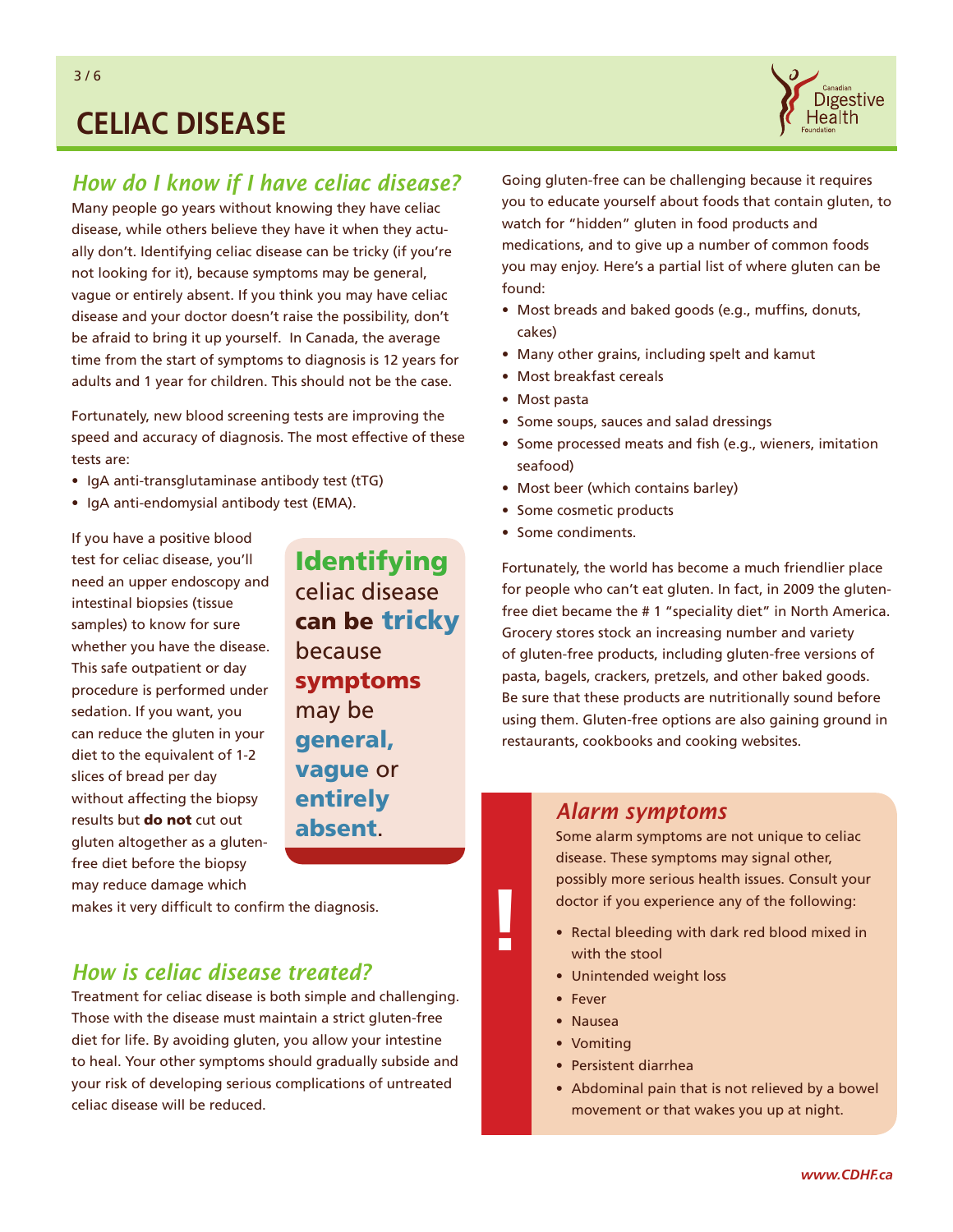# CELIAC DISEASE

## *How do I know if I have celiac disease?*

Many people go years without knowing they have celiac disease, while others believe they have it when they actually don't. Identifying celiac disease can be tricky (if you're not looking for it), because symptoms may be general, vague or entirely absent. If you think you may have celiac disease and your doctor doesn't raise the possibility, don't be afraid to bring it up yourself. In Canada, the average time from the start of symptoms to diagnosis is 12 years for adults and 1 year for children. This should not be the case.

Fortunately, new blood screening tests are improving the speed and accuracy of diagnosis. The most effective of these tests are:

- IgA anti-transglutaminase antibody test (tTG)
- IgA anti-endomysial antibody test (EMA).

If you have a positive blood test for celiac disease, you'll need an upper endoscopy and intestinal biopsies (tissue samples) to know for sure whether you have the disease. This safe outpatient or day procedure is performed under sedation. If you want, you can reduce the gluten in your diet to the equivalent of 1-2 slices of bread per day without affecting the biopsy results but **do not** cut out gluten altogether as a gluten-free diet before the biopsy may reduce damage which makes it very difficult to confirm the diagnosis.

> **Identifying** celiac disease **can be tricky** because **symptoms** may be **general, vague** or **entirely absent**.

## *How is celiac disease treated?*

Treatment for celiac disease is both simple and challenging. Those with the disease must maintain a strict gluten-free diet for life. By avoiding gluten, you allow your intestine to heal. Your other symptoms should gradually subside and your risk of developing serious complications of untreated celiac disease will be reduced.

Going gluten-free can be challenging because it requires you to educate yourself about foods that contain gluten, to watch for "hidden" gluten in food products and medications, and to give up a number of common foods you may enjoy. Here's a partial list of where gluten can be found:

- Most breads and baked goods (e.g., muffins, donuts, cakes)
- Many other grains, including spelt and kamut
- Most breakfast cereals
- Most pasta
- Some soups, sauces and salad dressings
- Some processed meats and fish (e.g., wieners, imitation seafood)
- Most beer (which contains barley)
- Some cosmetic products
- Some condiments.

Fortunately, the world has become a much friendlier place for people who can't eat gluten. In fact, in 2009 the gluten-free diet became the # 1 "speciality diet" in North America. Grocery stores stock an increasing number and variety of gluten-free products, including gluten-free versions of pasta, bagels, crackers, pretzels, and other baked goods. Be sure that these products are nutritionally sound before using them. Gluten-free options are also gaining ground in restaurants, cookbooks and cooking websites.

## *Alarm symptoms*

Some alarm symptoms are not unique to celiac disease. These symptoms may signal other, possibly more serious health issues. Consult your doctor if you experience any of the following:

- Rectal bleeding with dark red blood mixed in with the stool
- Unintended weight loss
- Fever
- Nausea
- Vomiting
- Persistent diarrhea
- Abdominal pain that is not relieved by a bowel movement or that wakes you up at night.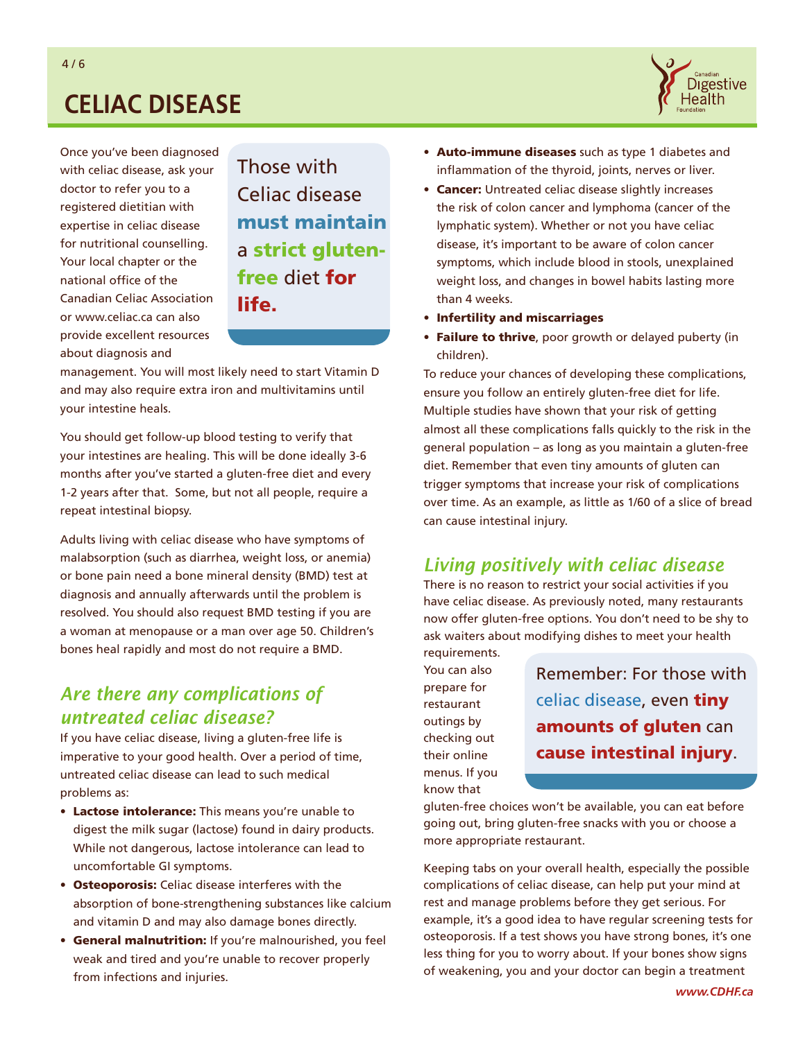# CELIAC DISEASE

Once you've been diagnosed with celiac disease, ask your doctor to refer you to a registered dietitian with expertise in celiac disease for nutritional counselling. Your local chapter or the national office of the Canadian Celiac Association or www.celiac.ca can also provide excellent resources about diagnosis and management. You will most likely need to start Vitamin D and may also require extra iron and multivitamins until your intestine heals.

> Those with Celiac disease **must maintain** a **strict gluten-free** diet **for life.**

You should get follow-up blood testing to verify that your intestines are healing. This will be done ideally 3-6 months after you've started a gluten-free diet and every 1-2 years after that. Some, but not all people, require a repeat intestinal biopsy.

Adults living with celiac disease who have symptoms of malabsorption (such as diarrhea, weight loss, or anemia) or bone pain need a bone mineral density (BMD) test at diagnosis and annually afterwards until the problem is resolved. You should also request BMD testing if you are a woman at menopause or a man over age 50. Children's bones heal rapidly and most do not require a BMD.

## *Are there any complications of untreated celiac disease?*

If you have celiac disease, living a gluten-free life is imperative to your good health. Over a period of time, untreated celiac disease can lead to such medical problems as:

- **Lactose intolerance:** This means you're unable to digest the milk sugar (lactose) found in dairy products. While not dangerous, lactose intolerance can lead to uncomfortable GI symptoms.
- **Osteoporosis:** Celiac disease interferes with the absorption of bone-strengthening substances like calcium and vitamin D and may also damage bones directly.
- **General malnutrition:** If you're malnourished, you feel weak and tired and you're unable to recover properly from infections and injuries.
- **Auto-immune diseases** such as type 1 diabetes and inflammation of the thyroid, joints, nerves or liver.
- **Cancer:** Untreated celiac disease slightly increases the risk of colon cancer and lymphoma (cancer of the lymphatic system). Whether or not you have celiac disease, it's important to be aware of colon cancer symptoms, which include blood in stools, unexplained weight loss, and changes in bowel habits lasting more than 4 weeks.
- **Infertility and miscarriages**
- **Failure to thrive**, poor growth or delayed puberty (in children).

To reduce your chances of developing these complications, ensure you follow an entirely gluten-free diet for life. Multiple studies have shown that your risk of getting almost all these complications falls quickly to the risk in the general population – as long as you maintain a gluten-free diet. Remember that even tiny amounts of gluten can trigger symptoms that increase your risk of complications over time. As an example, as little as 1/60 of a slice of bread can cause intestinal injury.

## *Living positively with celiac disease*

There is no reason to restrict your social activities if you have celiac disease. As previously noted, many restaurants now offer gluten-free options. You don't need to be shy to ask waiters about modifying dishes to meet your health requirements. You can also prepare for restaurant outings by checking out their online menus. If you know that gluten-free choices won't be available, you can eat before going out, bring gluten-free snacks with you or choose a more appropriate restaurant.

> Remember: For those with celiac disease, even **tiny amounts of gluten** can **cause intestinal injury**.

Keeping tabs on your overall health, especially the possible complications of celiac disease, can help put your mind at rest and manage problems before they get serious. For example, it's a good idea to have regular screening tests for osteoporosis. If a test shows you have strong bones, it's one less thing for you to worry about. If your bones show signs of weakening, you and your doctor can begin a treatment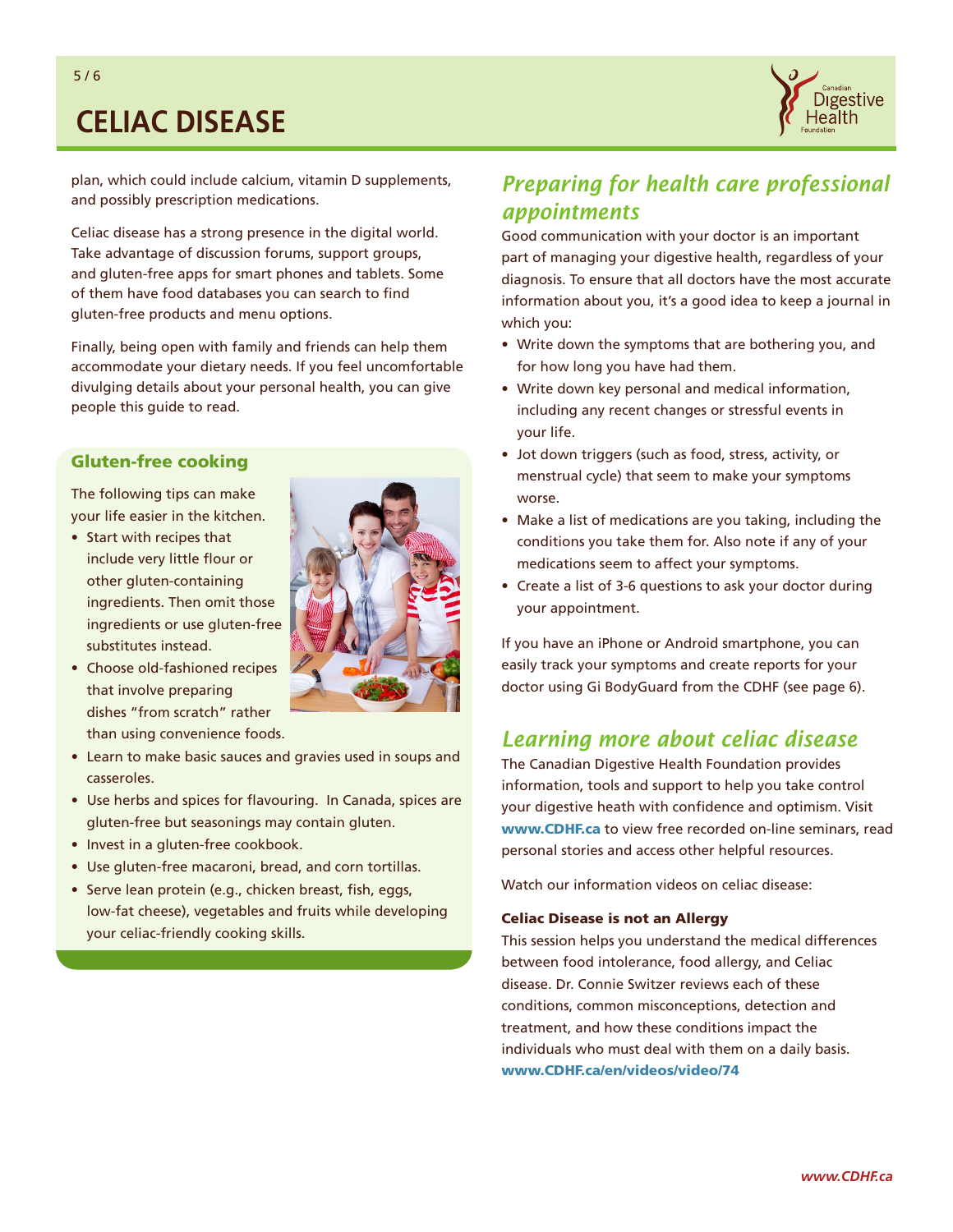plan, which could include calcium, vitamin D supplements, and possibly prescription medications.

Celiac disease has a strong presence in the digital world. Take advantage of discussion forums, support groups, and gluten-free apps for smart phones and tablets. Some of them have food databases you can search to find gluten-free products and menu options.

Finally, being open with family and friends can help them accommodate your dietary needs. If you feel uncomfortable divulging details about your personal health, you can give people this guide to read.

### Gluten-free cooking

The following tips can make your life easier in the kitchen.

- Start with recipes that include very little flour or other gluten-containing ingredients. Then omit those ingredients or use gluten-free substitutes instead.
- Choose old-fashioned recipes that involve preparing dishes "from scratch" rather than using convenience foods.
- Learn to make basic sauces and gravies used in soups and casseroles.
- Use herbs and spices for flavouring. In Canada, spices are gluten-free but seasonings may contain gluten.
- Invest in a gluten-free cookbook.
- Use gluten-free macaroni, bread, and corn tortillas.
- Serve lean protein (e.g., chicken breast, fish, eggs, low-fat cheese), vegetables and fruits while developing your celiac-friendly cooking skills.

## *Preparing for health care professional appointments*

Good communication with your doctor is an important part of managing your digestive health, regardless of your diagnosis. To ensure that all doctors have the most accurate information about you, it's a good idea to keep a journal in which you:

- Write down the symptoms that are bothering you, and for how long you have had them.
- Write down key personal and medical information, including any recent changes or stressful events in your life.
- Jot down triggers (such as food, stress, activity, or menstrual cycle) that seem to make your symptoms worse.
- Make a list of medications are you taking, including the conditions you take them for. Also note if any of your medications seem to affect your symptoms.
- Create a list of 3-6 questions to ask your doctor during your appointment.

If you have an iPhone or Android smartphone, you can easily track your symptoms and create reports for your doctor using Gi BodyGuard from the CDHF (see page 6).

## *Learning more about celiac disease*

The Canadian Digestive Health Foundation provides information, tools and support to help you take control your digestive heath with confidence and optimism. Visit **www.CDHF.ca** to view free recorded on-line seminars, read personal stories and access other helpful resources.

Watch our information videos on celiac disease:

**Celiac Disease is not an Allergy**

This session helps you understand the medical differences between food intolerance, food allergy, and Celiac disease. Dr. Connie Switzer reviews each of these conditions, common misconceptions, detection and treatment, and how these conditions impact the individuals who must deal with them on a daily basis. **www.CDHF.ca/en/videos/video/74**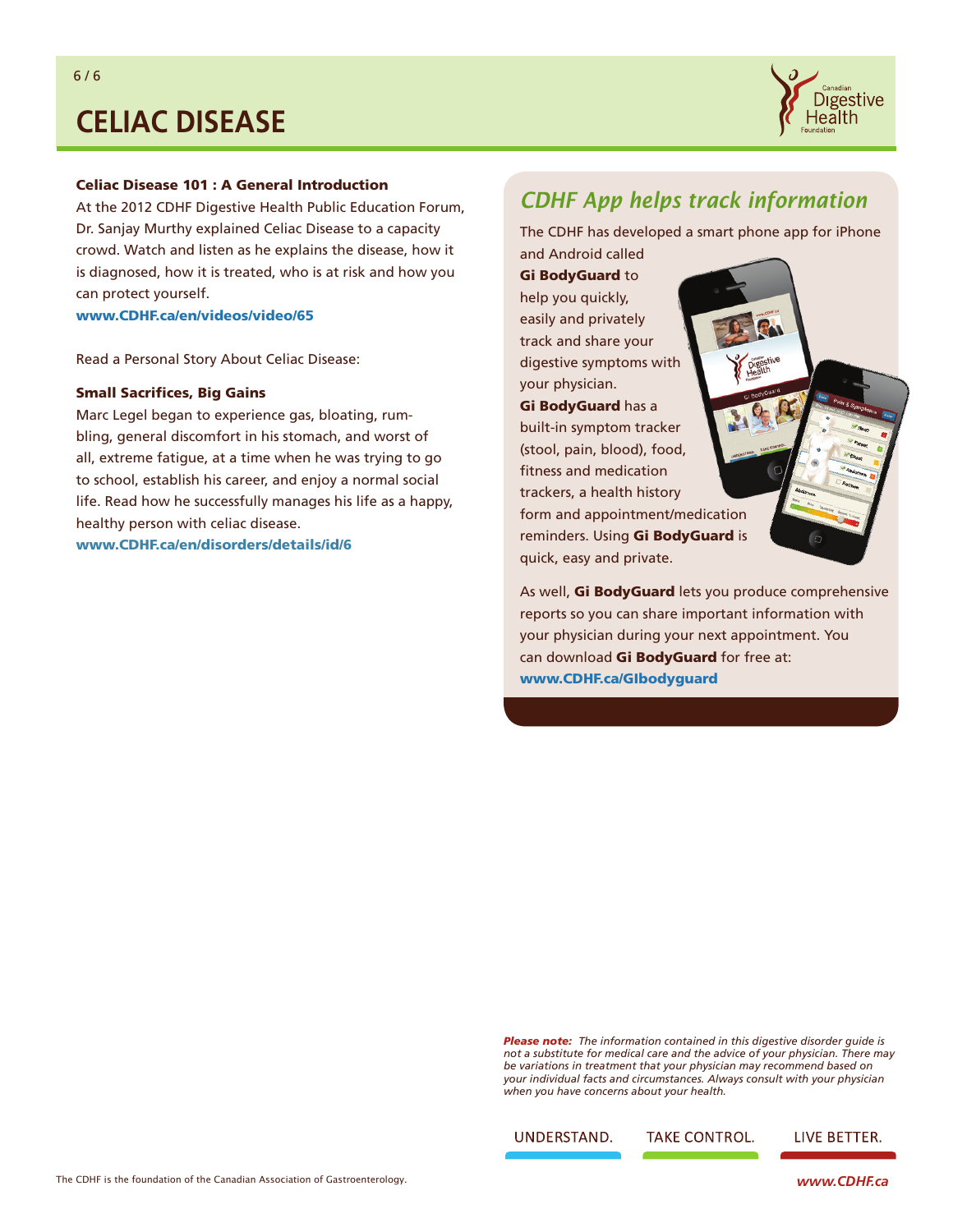# CELIAC DISEASE

**Celiac Disease 101 : A General Introduction**

At the 2012 CDHF Digestive Health Public Education Forum, Dr. Sanjay Murthy explained Celiac Disease to a capacity crowd. Watch and listen as he explains the disease, how it is diagnosed, how it is treated, who is at risk and how you can protect yourself.

**www.CDHF.ca/en/videos/video/65**

Read a Personal Story About Celiac Disease:

**Small Sacrifices, Big Gains**

Marc Legel began to experience gas, bloating, rumbling, general discomfort in his stomach, and worst of all, extreme fatigue, at a time when he was trying to go to school, establish his career, and enjoy a normal social life. Read how he successfully manages his life as a happy, healthy person with celiac disease.

**www.CDHF.ca/en/disorders/details/id/6**

## *CDHF App helps track information*

The CDHF has developed a smart phone app for iPhone and Android called **Gi BodyGuard** to help you quickly, easily and privately track and share your digestive symptoms with your physician. **Gi BodyGuard** has a built-in symptom tracker (stool, pain, blood), food, fitness and medication trackers, a health history form and appointment/medication reminders. Using **Gi BodyGuard** is quick, easy and private.

As well, **Gi BodyGuard** lets you produce comprehensive reports so you can share important information with your physician during your next appointment. You can download **Gi BodyGuard** for free at: **www.CDHF.ca/GIbodyguard**

***Please note:*** *The information contained in this digestive disorder guide is not a substitute for medical care and the advice of your physician. There may be variations in treatment that your physician may recommend based on your individual facts and circumstances. Always consult with your physician when you have concerns about your health.*

UNDERSTAND. TAKE CONTROL. LIVE BETTER.

The CDHF is the foundation of the Canadian Association of Gastroenterology.

*www.CDHF.ca*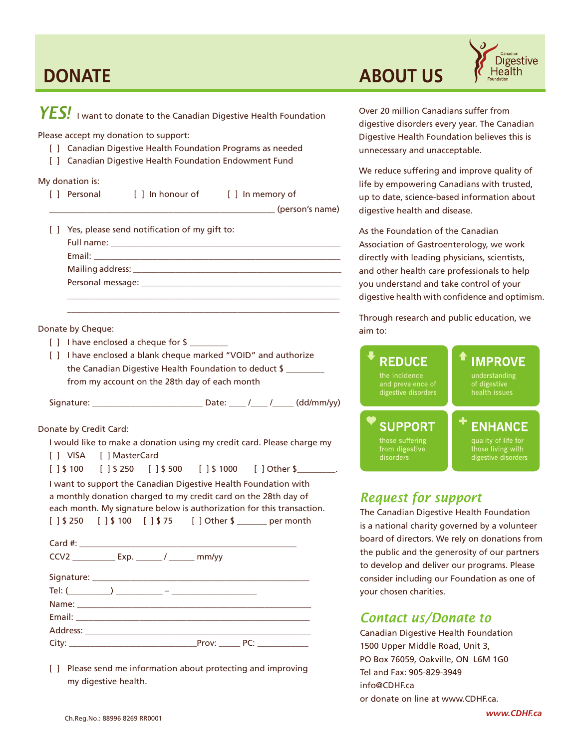## DONATE

***YES!*** I want to donate to the Canadian Digestive Health Foundation

Please accept my donation to support:

- [ ] Canadian Digestive Health Foundation Programs as needed
- [ ] Canadian Digestive Health Foundation Endowment Fund

My donation is:

[ ] Personal    [ ] In honour of    [ ] In memory of

_______________________________________________ (person's name)

[ ] Yes, please send notification of my gift to:

Full name: _______________________________________________

Email: _______________________________________________

Mailing address: _______________________________________________

Personal message: _______________________________________________

_______________________________________________

_______________________________________________

Donate by Cheque:

[ ] I have enclosed a cheque for $ ________

[ ] I have enclosed a blank cheque marked "VOID" and authorize the Canadian Digestive Health Foundation to deduct $ ________ from my account on the 28th day of each month

Signature: ______________________ Date: ____ /____ /_____ (dd/mm/yy)

Donate by Credit Card:

I would like to make a donation using my credit card. Please charge my

[ ] VISA    [ ] MasterCard

[ ] $ 100    [ ] $ 250    [ ] $ 500    [ ] $ 1000    [ ] Other $________.

I want to support the Canadian Digestive Health Foundation with a monthly donation charged to my credit card on the 28th day of each month. My signature below is authorization for this transaction.

[ ] $ 250    [ ] $ 100    [ ] $ 75    [ ] Other $ _______ per month

Card #: _______________________________________________

CCV2 _________ Exp. ______ / ______ mm/yy

Signature: _______________________________________________

Tel: (_________) __________ – ___________________

Name: _______________________________________________

Email: _______________________________________________

Address: _______________________________________________

City: ___________________________Prov: _____ PC: ___________

[ ] Please send me information about protecting and improving my digestive health.

Ch.Reg.No.: 88996 8269 RR0001

## ABOUT US

Canadian Digestive Health Foundation

Over 20 million Canadians suffer from digestive disorders every year. The Canadian Digestive Health Foundation believes this is unnecessary and unacceptable.

We reduce suffering and improve quality of life by empowering Canadians with trusted, up to date, science-based information about digestive health and disease.

As the Foundation of the Canadian Association of Gastroenterology, we work directly with leading physicians, scientists, and other health care professionals to help you understand and take control of your digestive health with confidence and optimism.

Through research and public education, we aim to:

**REDUCE** the incidence and prevalence of digestive disorders

**IMPROVE** understanding of digestive health issues

**SUPPORT** those suffering from digestive disorders

**ENHANCE** quality of life for those living with digestive disorders

### *Request for support*

The Canadian Digestive Health Foundation is a national charity governed by a volunteer board of directors. We rely on donations from the public and the generosity of our partners to develop and deliver our programs. Please consider including our Foundation as one of your chosen charities.

### *Contact us/Donate to*

Canadian Digestive Health Foundation
1500 Upper Middle Road, Unit 3,
PO Box 76059, Oakville, ON L6M 1G0
Tel and Fax: 905-829-3949
info@CDHF.ca
or donate on line at www.CDHF.ca.

***www.CDHF.ca***